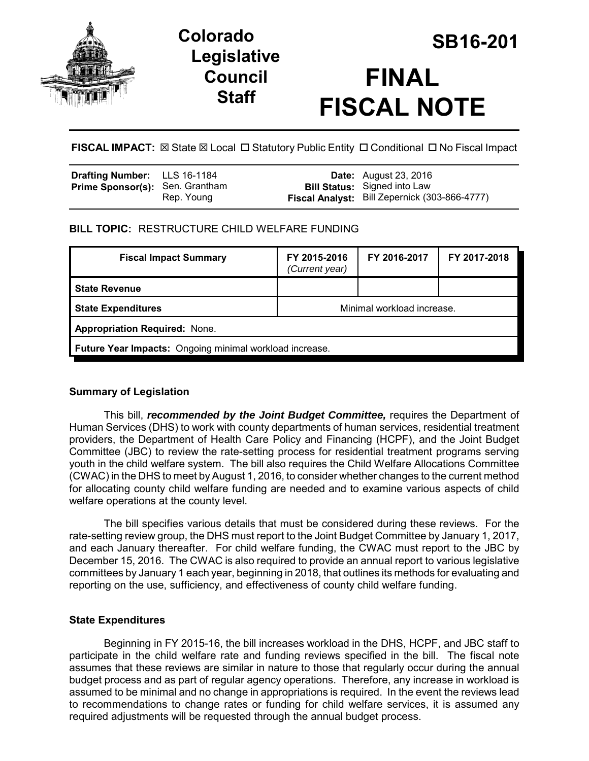# Colorado Legislative Council Staff

# SB16-201

# FINAL FISCAL NOTE

**FISCAL IMPACT:** ☒ State ☒ Local ☐ Statutory Public Entity ☐ Conditional ☐ No Fiscal Impact

| | | | |
|---|---|---|---|
| **Drafting Number:** | LLS 16-1184 | **Date:** | August 23, 2016 |
| **Prime Sponsor(s):** | Sen. Grantham<br>Rep. Young | **Bill Status:** | Signed into Law |
| | | **Fiscal Analyst:** | Bill Zepernick (303-866-4777) |

**BILL TOPIC:** RESTRUCTURE CHILD WELFARE FUNDING

| Fiscal Impact Summary | FY 2015-2016 *(Current year)* | FY 2016-2017 | FY 2017-2018 |
|---|---|---|---|
| **State Revenue** | | | |
| **State Expenditures** | Minimal workload increase. | | |
| **Appropriation Required:** None. | | | |
| **Future Year Impacts:** Ongoing minimal workload increase. | | | |

### Summary of Legislation

This bill, ***recommended by the Joint Budget Committee,*** requires the Department of Human Services (DHS) to work with county departments of human services, residential treatment providers, the Department of Health Care Policy and Financing (HCPF), and the Joint Budget Committee (JBC) to review the rate-setting process for residential treatment programs serving youth in the child welfare system. The bill also requires the Child Welfare Allocations Committee (CWAC) in the DHS to meet by August 1, 2016, to consider whether changes to the current method for allocating county child welfare funding are needed and to examine various aspects of child welfare operations at the county level.

The bill specifies various details that must be considered during these reviews. For the rate-setting review group, the DHS must report to the Joint Budget Committee by January 1, 2017, and each January thereafter. For child welfare funding, the CWAC must report to the JBC by December 15, 2016. The CWAC is also required to provide an annual report to various legislative committees by January 1 each year, beginning in 2018, that outlines its methods for evaluating and reporting on the use, sufficiency, and effectiveness of county child welfare funding.

### State Expenditures

Beginning in FY 2015-16, the bill increases workload in the DHS, HCPF, and JBC staff to participate in the child welfare rate and funding reviews specified in the bill. The fiscal note assumes that these reviews are similar in nature to those that regularly occur during the annual budget process and as part of regular agency operations. Therefore, any increase in workload is assumed to be minimal and no change in appropriations is required. In the event the reviews lead to recommendations to change rates or funding for child welfare services, it is assumed any required adjustments will be requested through the annual budget process.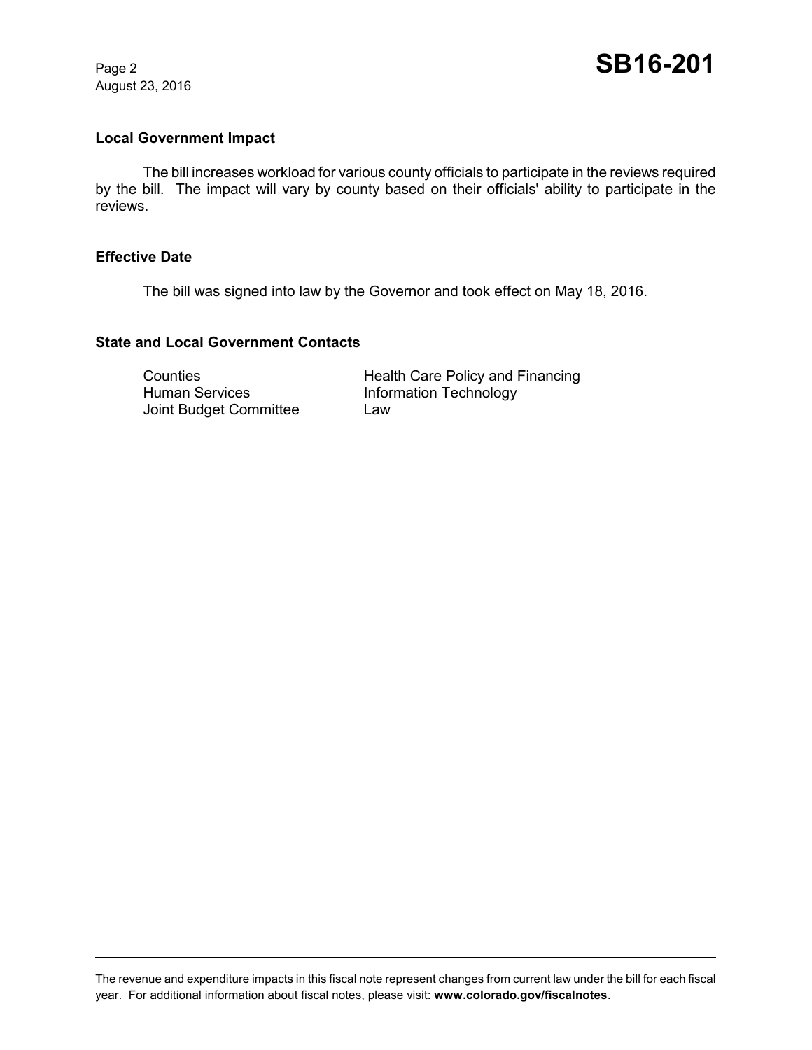### Local Government Impact

The bill increases workload for various county officials to participate in the reviews required by the bill. The impact will vary by county based on their officials' ability to participate in the reviews.

### Effective Date

The bill was signed into law by the Governor and took effect on May 18, 2016.

### State and Local Government Contacts

| | |
|---|---|
| Counties | Health Care Policy and Financing |
| Human Services | Information Technology |
| Joint Budget Committee | Law |

The revenue and expenditure impacts in this fiscal note represent changes from current law under the bill for each fiscal year. For additional information about fiscal notes, please visit: **www.colorado.gov/fiscalnotes.**